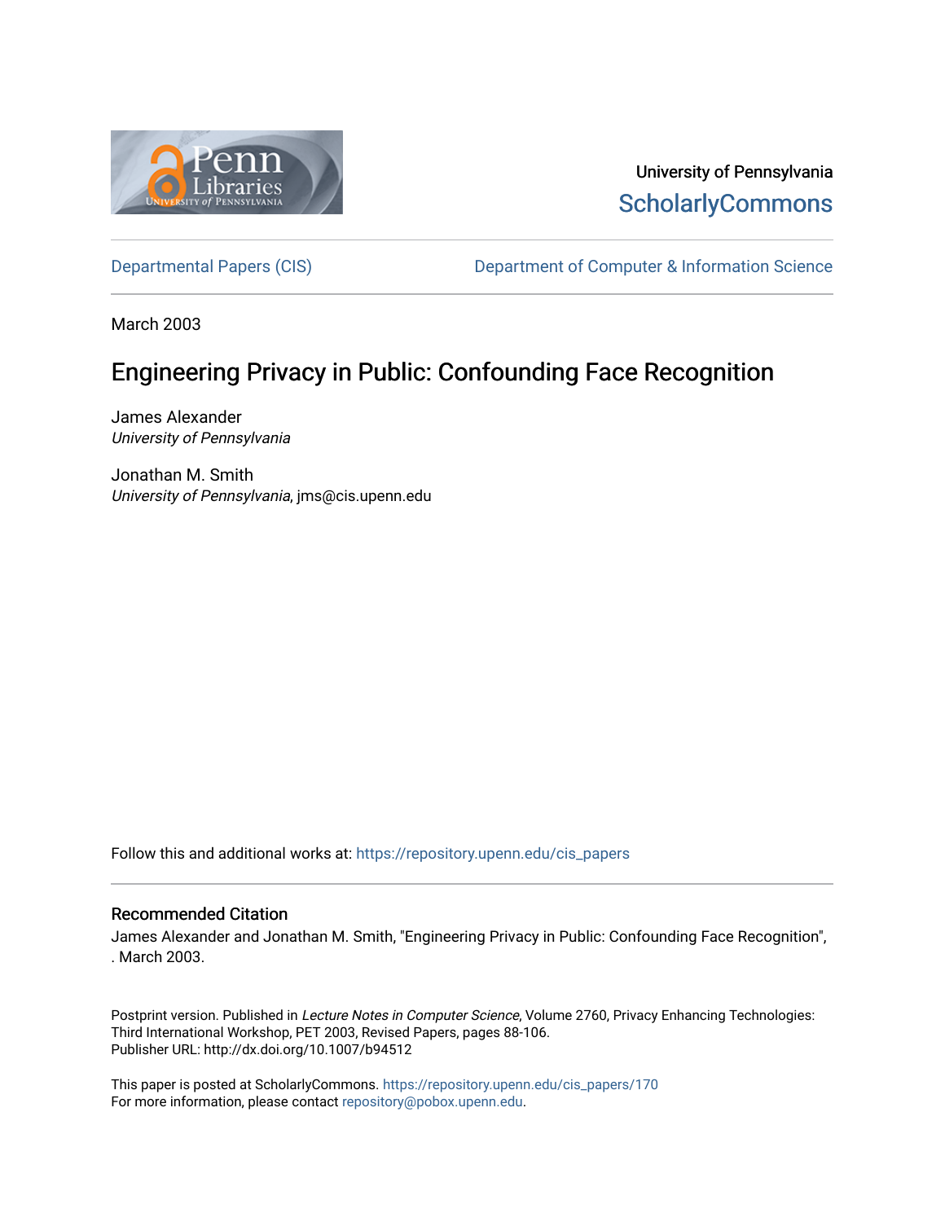University of Pennsylvania
ScholarlyCommons

Departmental Papers (CIS) | Department of Computer & Information Science

March 2003

# Engineering Privacy in Public: Confounding Face Recognition

James Alexander
*University of Pennsylvania*

Jonathan M. Smith
*University of Pennsylvania*, jms@cis.upenn.edu

Follow this and additional works at: https://repository.upenn.edu/cis_papers

### Recommended Citation

James Alexander and Jonathan M. Smith, "Engineering Privacy in Public: Confounding Face Recognition", . March 2003.

Postprint version. Published in *Lecture Notes in Computer Science*, Volume 2760, Privacy Enhancing Technologies: Third International Workshop, PET 2003, Revised Papers, pages 88-106.
Publisher URL: http://dx.doi.org/10.1007/b94512

This paper is posted at ScholarlyCommons. https://repository.upenn.edu/cis_papers/170
For more information, please contact repository@pobox.upenn.edu.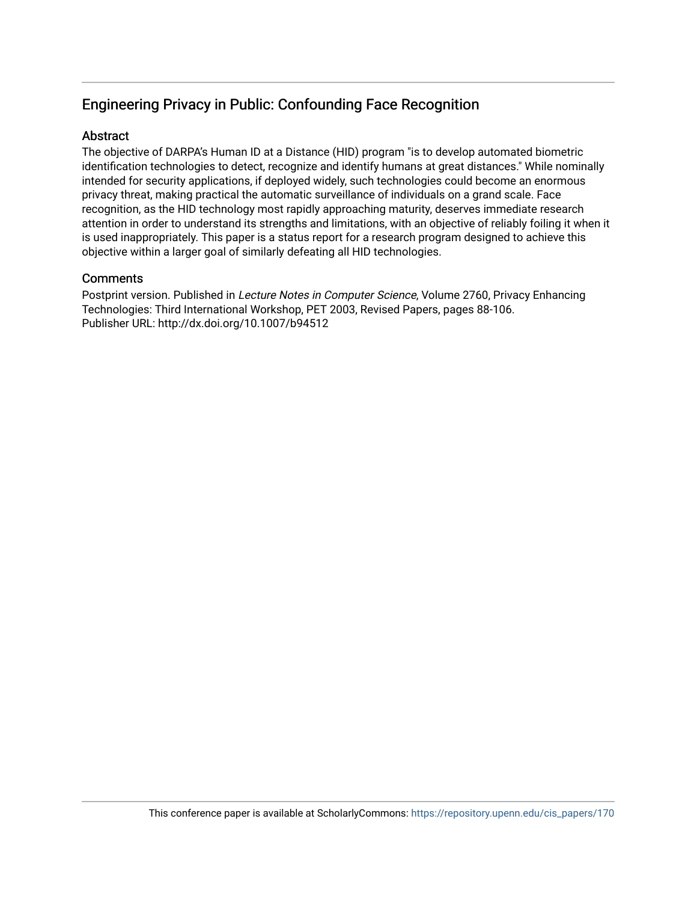## Engineering Privacy in Public: Confounding Face Recognition

### Abstract

The objective of DARPA's Human ID at a Distance (HID) program "is to develop automated biometric identification technologies to detect, recognize and identify humans at great distances." While nominally intended for security applications, if deployed widely, such technologies could become an enormous privacy threat, making practical the automatic surveillance of individuals on a grand scale. Face recognition, as the HID technology most rapidly approaching maturity, deserves immediate research attention in order to understand its strengths and limitations, with an objective of reliably foiling it when it is used inappropriately. This paper is a status report for a research program designed to achieve this objective within a larger goal of similarly defeating all HID technologies.

### Comments

Postprint version. Published in *Lecture Notes in Computer Science*, Volume 2760, Privacy Enhancing Technologies: Third International Workshop, PET 2003, Revised Papers, pages 88-106.
Publisher URL: http://dx.doi.org/10.1007/b94512

This conference paper is available at ScholarlyCommons: https://repository.upenn.edu/cis_papers/170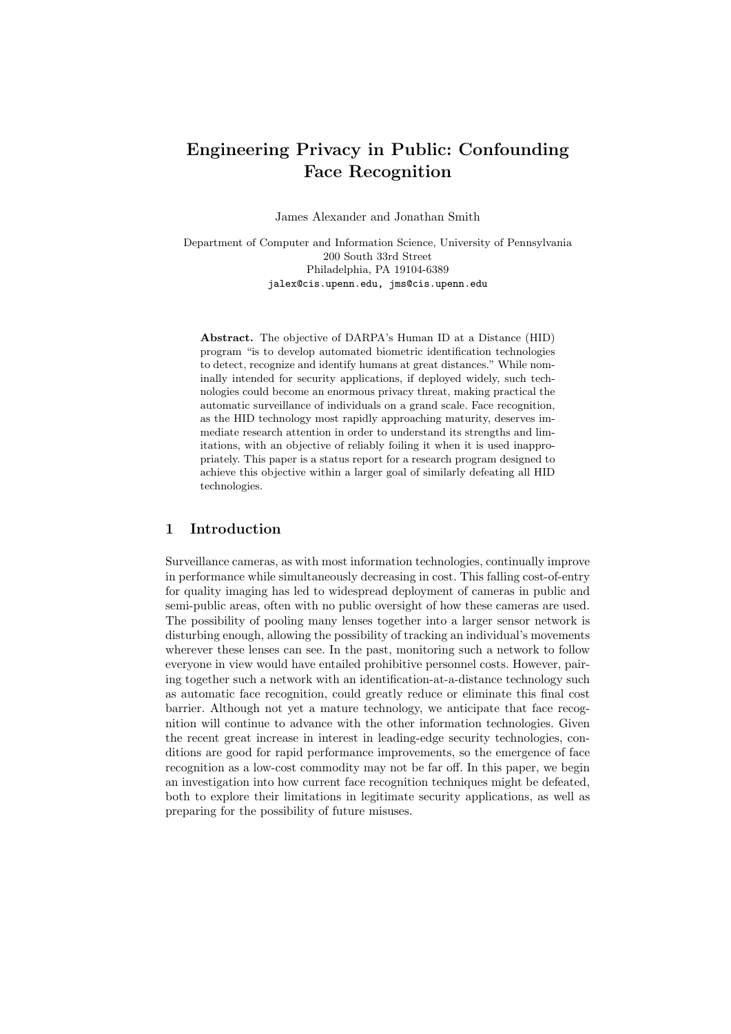# Engineering Privacy in Public: Confounding Face Recognition

James Alexander and Jonathan Smith

Department of Computer and Information Science, University of Pennsylvania
200 South 33rd Street
Philadelphia, PA 19104-6389
jalex@cis.upenn.edu, jms@cis.upenn.edu

**Abstract.** The objective of DARPA's Human ID at a Distance (HID) program "is to develop automated biometric identification technologies to detect, recognize and identify humans at great distances." While nominally intended for security applications, if deployed widely, such technologies could become an enormous privacy threat, making practical the automatic surveillance of individuals on a grand scale. Face recognition, as the HID technology most rapidly approaching maturity, deserves immediate research attention in order to understand its strengths and limitations, with an objective of reliably foiling it when it is used inappropriately. This paper is a status report for a research program designed to achieve this objective within a larger goal of similarly defeating all HID technologies.

## 1 Introduction

Surveillance cameras, as with most information technologies, continually improve in performance while simultaneously decreasing in cost. This falling cost-of-entry for quality imaging has led to widespread deployment of cameras in public and semi-public areas, often with no public oversight of how these cameras are used. The possibility of pooling many lenses together into a larger sensor network is disturbing enough, allowing the possibility of tracking an individual's movements wherever these lenses can see. In the past, monitoring such a network to follow everyone in view would have entailed prohibitive personnel costs. However, pairing together such a network with an identification-at-a-distance technology such as automatic face recognition, could greatly reduce or eliminate this final cost barrier. Although not yet a mature technology, we anticipate that face recognition will continue to advance with the other information technologies. Given the recent great increase in interest in leading-edge security technologies, conditions are good for rapid performance improvements, so the emergence of face recognition as a low-cost commodity may not be far off. In this paper, we begin an investigation into how current face recognition techniques might be defeated, both to explore their limitations in legitimate security applications, as well as preparing for the possibility of future misuses.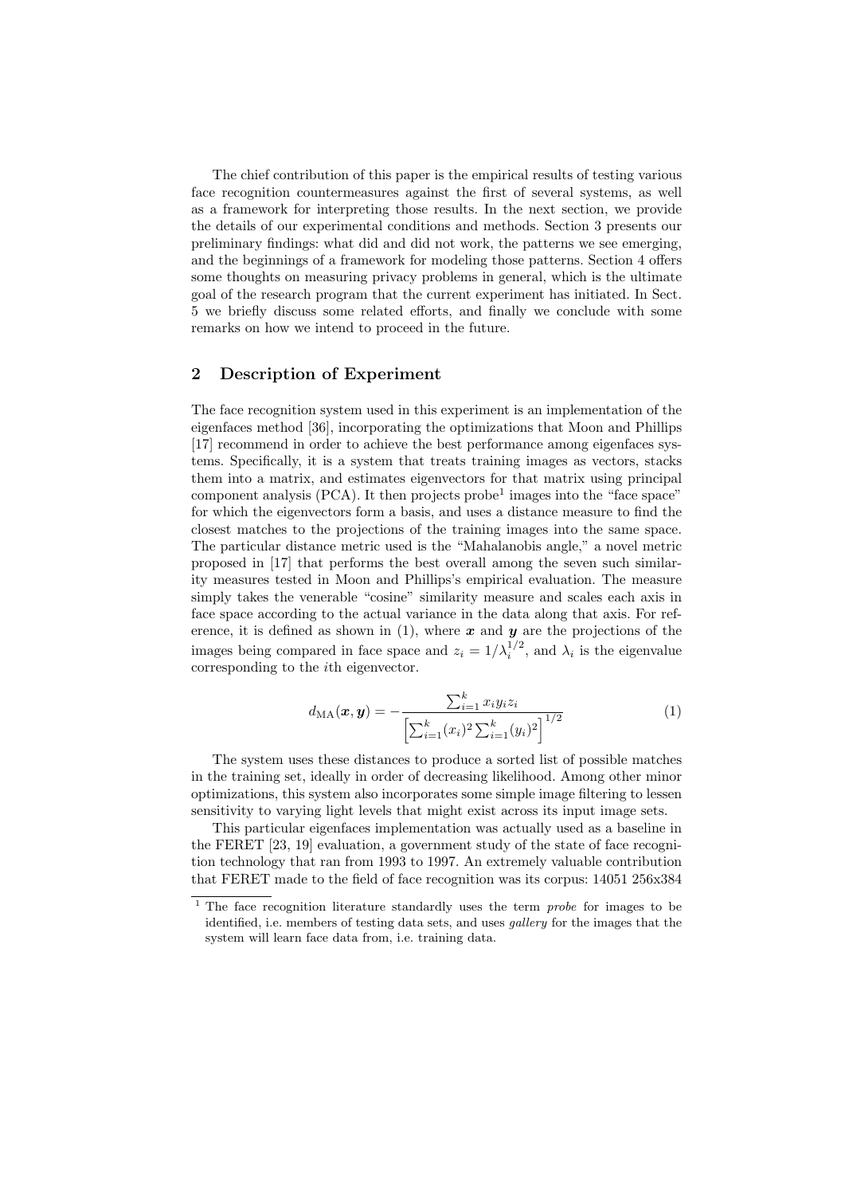The chief contribution of this paper is the empirical results of testing various face recognition countermeasures against the first of several systems, as well as a framework for interpreting those results. In the next section, we provide the details of our experimental conditions and methods. Section 3 presents our preliminary findings: what did and did not work, the patterns we see emerging, and the beginnings of a framework for modeling those patterns. Section 4 offers some thoughts on measuring privacy problems in general, which is the ultimate goal of the research program that the current experiment has initiated. In Sect. 5 we briefly discuss some related efforts, and finally we conclude with some remarks on how we intend to proceed in the future.

## 2 Description of Experiment

The face recognition system used in this experiment is an implementation of the eigenfaces method [36], incorporating the optimizations that Moon and Phillips [17] recommend in order to achieve the best performance among eigenfaces systems. Specifically, it is a system that treats training images as vectors, stacks them into a matrix, and estimates eigenvectors for that matrix using principal component analysis (PCA). It then projects probe[1] images into the "face space" for which the eigenvectors form a basis, and uses a distance measure to find the closest matches to the projections of the training images into the same space. The particular distance metric used is the "Mahalanobis angle," a novel metric proposed in [17] that performs the best overall among the seven such similarity measures tested in Moon and Phillips's empirical evaluation. The measure simply takes the venerable "cosine" similarity measure and scales each axis in face space according to the actual variance in the data along that axis. For reference, it is defined as shown in (1), where $\boldsymbol{x}$ and $\boldsymbol{y}$ are the projections of the images being compared in face space and $z_i = 1/\lambda_i^{1/2}$, and $\lambda_i$ is the eigenvalue corresponding to the $i$th eigenvector.

$$d_{\mathrm{MA}}(\boldsymbol{x}, \boldsymbol{y}) = -\frac{\sum_{i=1}^{k} x_i y_i z_i}{\left[\sum_{i=1}^{k} (x_i)^2 \sum_{i=1}^{k} (y_i)^2\right]^{1/2}} \tag{1}$$

The system uses these distances to produce a sorted list of possible matches in the training set, ideally in order of decreasing likelihood. Among other minor optimizations, this system also incorporates some simple image filtering to lessen sensitivity to varying light levels that might exist across its input image sets.

This particular eigenfaces implementation was actually used as a baseline in the FERET [23, 19] evaluation, a government study of the state of face recognition technology that ran from 1993 to 1997. An extremely valuable contribution that FERET made to the field of face recognition was its corpus: 14051 256x384

[1] The face recognition literature standardly uses the term *probe* for images to be identified, i.e. members of testing data sets, and uses *gallery* for the images that the system will learn face data from, i.e. training data.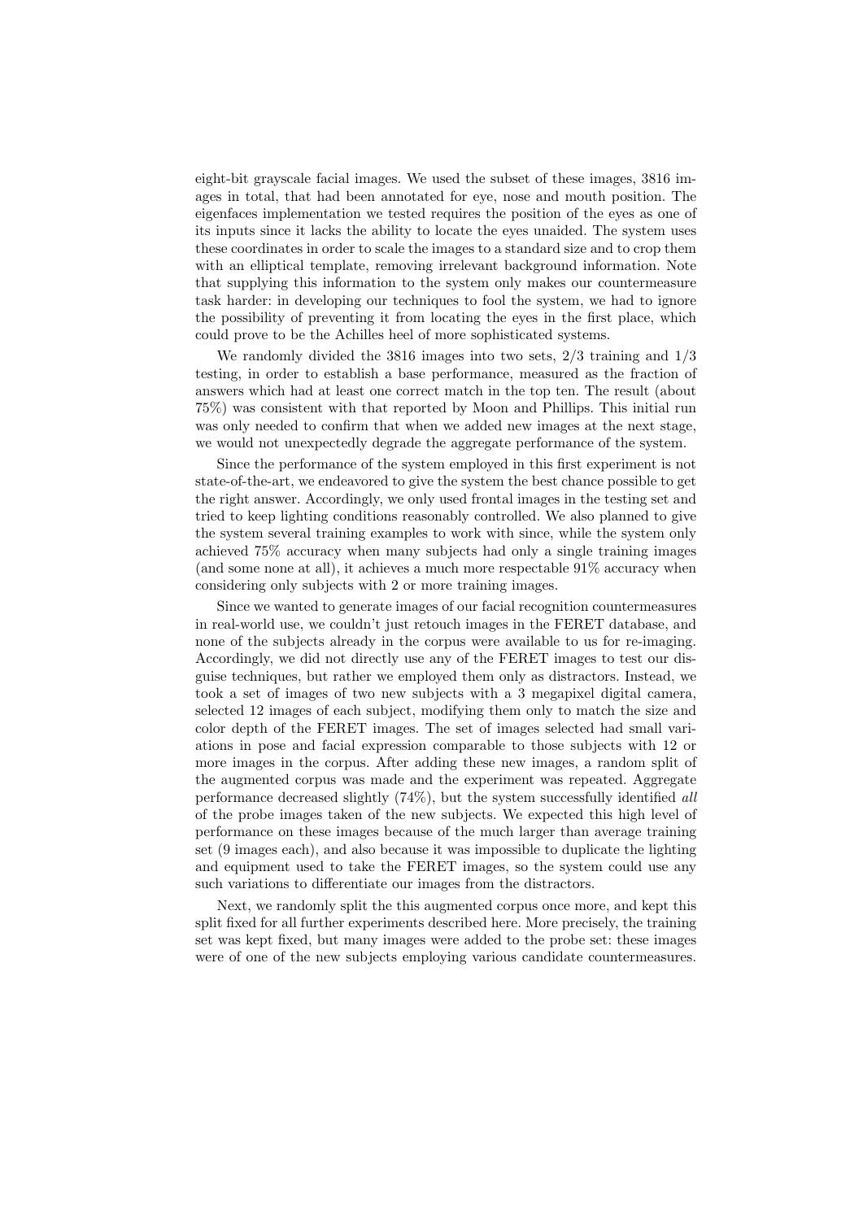eight-bit grayscale facial images. We used the subset of these images, 3816 images in total, that had been annotated for eye, nose and mouth position. The eigenfaces implementation we tested requires the position of the eyes as one of its inputs since it lacks the ability to locate the eyes unaided. The system uses these coordinates in order to scale the images to a standard size and to crop them with an elliptical template, removing irrelevant background information. Note that supplying this information to the system only makes our countermeasure task harder: in developing our techniques to fool the system, we had to ignore the possibility of preventing it from locating the eyes in the first place, which could prove to be the Achilles heel of more sophisticated systems.

We randomly divided the 3816 images into two sets, 2/3 training and 1/3 testing, in order to establish a base performance, measured as the fraction of answers which had at least one correct match in the top ten. The result (about 75%) was consistent with that reported by Moon and Phillips. This initial run was only needed to confirm that when we added new images at the next stage, we would not unexpectedly degrade the aggregate performance of the system.

Since the performance of the system employed in this first experiment is not state-of-the-art, we endeavored to give the system the best chance possible to get the right answer. Accordingly, we only used frontal images in the testing set and tried to keep lighting conditions reasonably controlled. We also planned to give the system several training examples to work with since, while the system only achieved 75% accuracy when many subjects had only a single training images (and some none at all), it achieves a much more respectable 91% accuracy when considering only subjects with 2 or more training images.

Since we wanted to generate images of our facial recognition countermeasures in real-world use, we couldn't just retouch images in the FERET database, and none of the subjects already in the corpus were available to us for re-imaging. Accordingly, we did not directly use any of the FERET images to test our disguise techniques, but rather we employed them only as distractors. Instead, we took a set of images of two new subjects with a 3 megapixel digital camera, selected 12 images of each subject, modifying them only to match the size and color depth of the FERET images. The set of images selected had small variations in pose and facial expression comparable to those subjects with 12 or more images in the corpus. After adding these new images, a random split of the augmented corpus was made and the experiment was repeated. Aggregate performance decreased slightly (74%), but the system successfully identified *all* of the probe images taken of the new subjects. We expected this high level of performance on these images because of the much larger than average training set (9 images each), and also because it was impossible to duplicate the lighting and equipment used to take the FERET images, so the system could use any such variations to differentiate our images from the distractors.

Next, we randomly split the this augmented corpus once more, and kept this split fixed for all further experiments described here. More precisely, the training set was kept fixed, but many images were added to the probe set: these images were of one of the new subjects employing various candidate countermeasures.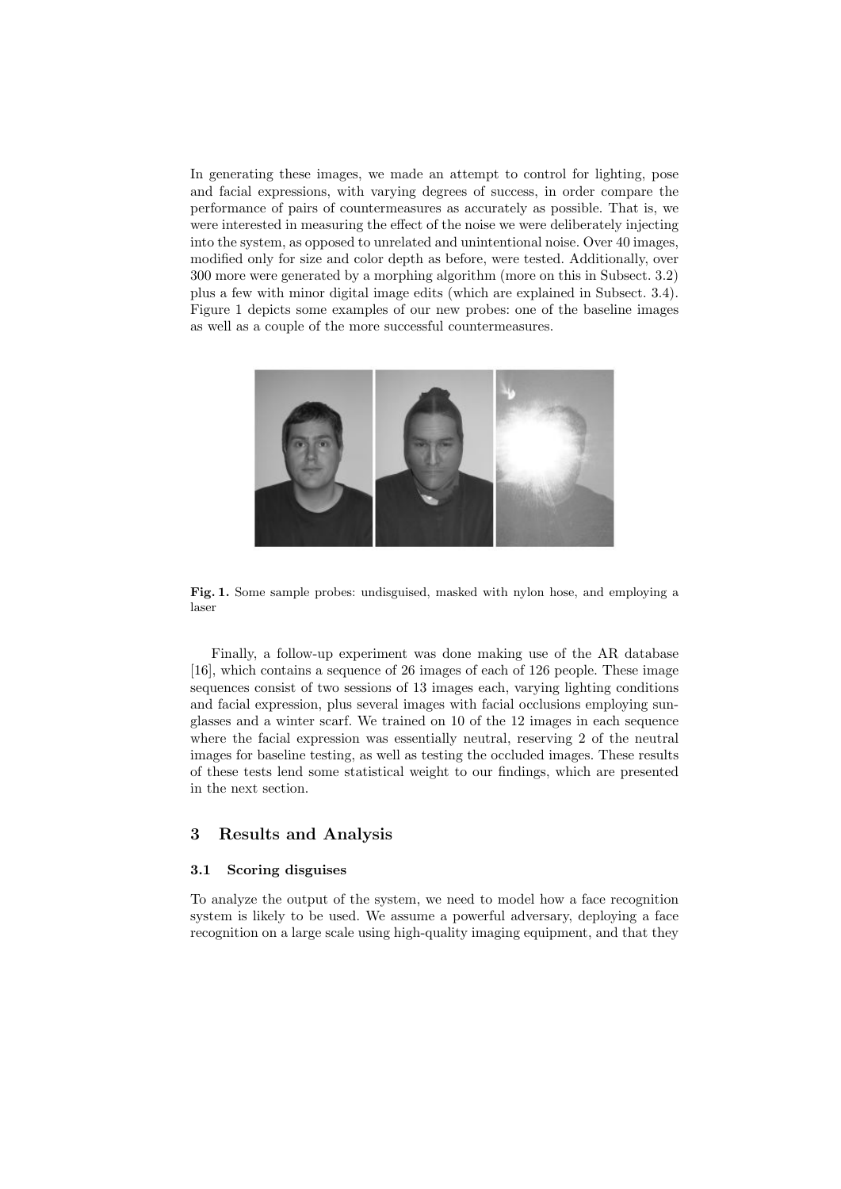In generating these images, we made an attempt to control for lighting, pose and facial expressions, with varying degrees of success, in order compare the performance of pairs of countermeasures as accurately as possible. That is, we were interested in measuring the effect of the noise we were deliberately injecting into the system, as opposed to unrelated and unintentional noise. Over 40 images, modified only for size and color depth as before, were tested. Additionally, over 300 more were generated by a morphing algorithm (more on this in Subsect. 3.2) plus a few with minor digital image edits (which are explained in Subsect. 3.4). Figure 1 depicts some examples of our new probes: one of the baseline images as well as a couple of the more successful countermeasures.

**Fig. 1.** Some sample probes: undisguised, masked with nylon hose, and employing a laser

Finally, a follow-up experiment was done making use of the AR database [16], which contains a sequence of 26 images of each of 126 people. These image sequences consist of two sessions of 13 images each, varying lighting conditions and facial expression, plus several images with facial occlusions employing sunglasses and a winter scarf. We trained on 10 of the 12 images in each sequence where the facial expression was essentially neutral, reserving 2 of the neutral images for baseline testing, as well as testing the occluded images. These results of these tests lend some statistical weight to our findings, which are presented in the next section.

## 3 Results and Analysis

### 3.1 Scoring disguises

To analyze the output of the system, we need to model how a face recognition system is likely to be used. We assume a powerful adversary, deploying a face recognition on a large scale using high-quality imaging equipment, and that they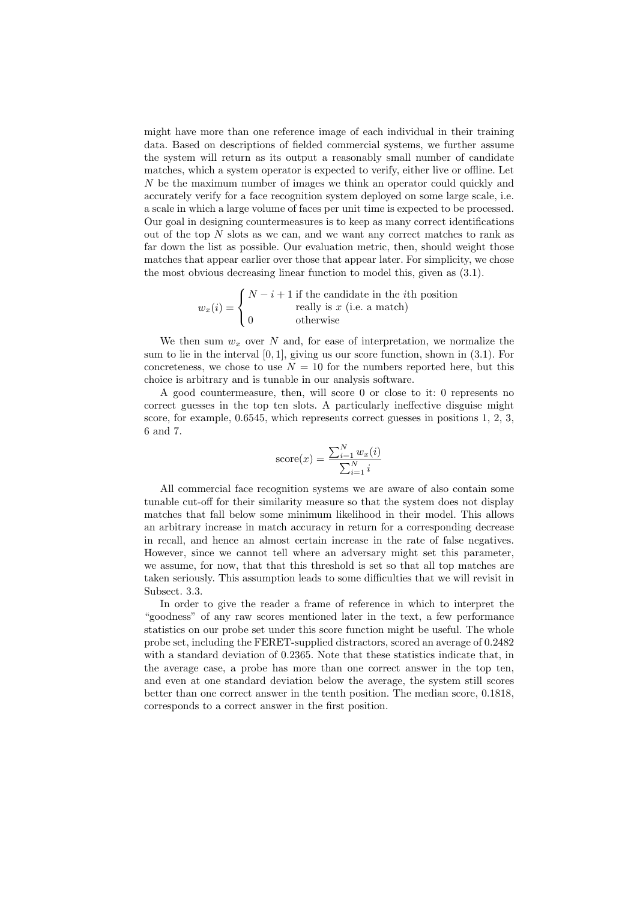might have more than one reference image of each individual in their training data. Based on descriptions of fielded commercial systems, we further assume the system will return as its output a reasonably small number of candidate matches, which a system operator is expected to verify, either live or offline. Let $N$ be the maximum number of images we think an operator could quickly and accurately verify for a face recognition system deployed on some large scale, i.e. a scale in which a large volume of faces per unit time is expected to be processed. Our goal in designing countermeasures is to keep as many correct identifications out of the top $N$ slots as we can, and we want any correct matches to rank as far down the list as possible. Our evaluation metric, then, should weight those matches that appear earlier over those that appear later. For simplicity, we chose the most obvious decreasing linear function to model this, given as (3.1).

$$w_x(i) = \begin{cases} N - i + 1 & \text{if the candidate in the } i\text{th position} \\ & \text{really is } x \text{ (i.e. a match)} \\ 0 & \text{otherwise} \end{cases}$$

We then sum $w_x$ over $N$ and, for ease of interpretation, we normalize the sum to lie in the interval $[0, 1]$, giving us our score function, shown in (3.1). For concreteness, we chose to use $N = 10$ for the numbers reported here, but this choice is arbitrary and is tunable in our analysis software.

A good countermeasure, then, will score 0 or close to it: 0 represents no correct guesses in the top ten slots. A particularly ineffective disguise might score, for example, 0.6545, which represents correct guesses in positions 1, 2, 3, 6 and 7.

$$\text{score}(x) = \frac{\sum_{i=1}^{N} w_x(i)}{\sum_{i=1}^{N} i}$$

All commercial face recognition systems we are aware of also contain some tunable cut-off for their similarity measure so that the system does not display matches that fall below some minimum likelihood in their model. This allows an arbitrary increase in match accuracy in return for a corresponding decrease in recall, and hence an almost certain increase in the rate of false negatives. However, since we cannot tell where an adversary might set this parameter, we assume, for now, that that this threshold is set so that all top matches are taken seriously. This assumption leads to some difficulties that we will revisit in Subsect. 3.3.

In order to give the reader a frame of reference in which to interpret the "goodness" of any raw scores mentioned later in the text, a few performance statistics on our probe set under this score function might be useful. The whole probe set, including the FERET-supplied distractors, scored an average of 0.2482 with a standard deviation of 0.2365. Note that these statistics indicate that, in the average case, a probe has more than one correct answer in the top ten, and even at one standard deviation below the average, the system still scores better than one correct answer in the tenth position. The median score, 0.1818, corresponds to a correct answer in the first position.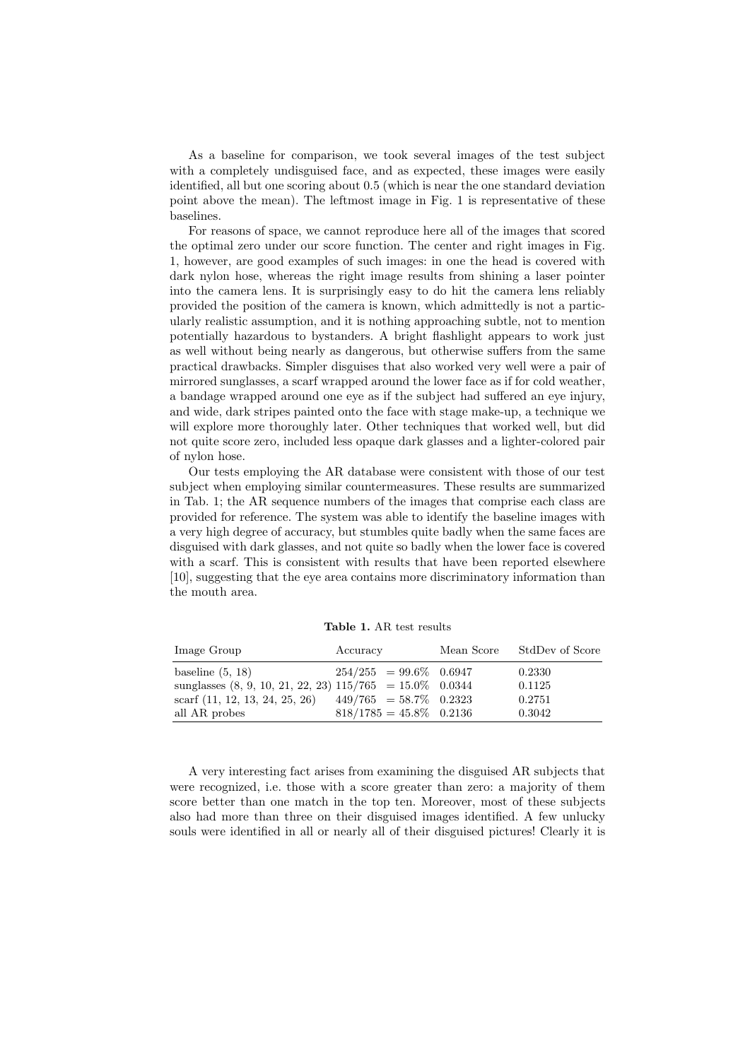As a baseline for comparison, we took several images of the test subject with a completely undisguised face, and as expected, these images were easily identified, all but one scoring about 0.5 (which is near the one standard deviation point above the mean). The leftmost image in Fig. 1 is representative of these baselines.

For reasons of space, we cannot reproduce here all of the images that scored the optimal zero under our score function. The center and right images in Fig. 1, however, are good examples of such images: in one the head is covered with dark nylon hose, whereas the right image results from shining a laser pointer into the camera lens. It is surprisingly easy to do hit the camera lens reliably provided the position of the camera is known, which admittedly is not a particularly realistic assumption, and it is nothing approaching subtle, not to mention potentially hazardous to bystanders. A bright flashlight appears to work just as well without being nearly as dangerous, but otherwise suffers from the same practical drawbacks. Simpler disguises that also worked very well were a pair of mirrored sunglasses, a scarf wrapped around the lower face as if for cold weather, a bandage wrapped around one eye as if the subject had suffered an eye injury, and wide, dark stripes painted onto the face with stage make-up, a technique we will explore more thoroughly later. Other techniques that worked well, but did not quite score zero, included less opaque dark glasses and a lighter-colored pair of nylon hose.

Our tests employing the AR database were consistent with those of our test subject when employing similar countermeasures. These results are summarized in Tab. 1; the AR sequence numbers of the images that comprise each class are provided for reference. The system was able to identify the baseline images with a very high degree of accuracy, but stumbles quite badly when the same faces are disguised with dark glasses, and not quite so badly when the lower face is covered with a scarf. This is consistent with results that have been reported elsewhere [10], suggesting that the eye area contains more discriminatory information than the mouth area.

**Table 1.** AR test results

| Image Group | Accuracy | Mean Score | StdDev of Score |
|---|---|---|---|
| baseline (5, 18) | $254/255 \;= 99.6\%$ | 0.6947 | 0.2330 |
| sunglasses (8, 9, 10, 21, 22, 23) | $115/765 \;= 15.0\%$ | 0.0344 | 0.1125 |
| scarf (11, 12, 13, 24, 25, 26) | $449/765 \;= 58.7\%$ | 0.2323 | 0.2751 |
| all AR probes | $818/1785 = 45.8\%$ | 0.2136 | 0.3042 |

A very interesting fact arises from examining the disguised AR subjects that were recognized, i.e. those with a score greater than zero: a majority of them score better than one match in the top ten. Moreover, most of these subjects also had more than three on their disguised images identified. A few unlucky souls were identified in all or nearly all of their disguised pictures! Clearly it is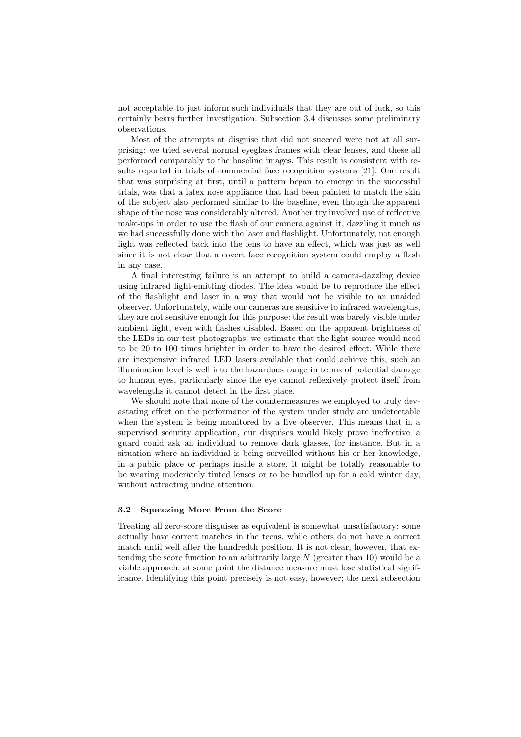not acceptable to just inform such individuals that they are out of luck, so this certainly bears further investigation. Subsection 3.4 discusses some preliminary observations.

Most of the attempts at disguise that did not succeed were not at all surprising: we tried several normal eyeglass frames with clear lenses, and these all performed comparably to the baseline images. This result is consistent with results reported in trials of commercial face recognition systems [21]. One result that was surprising at first, until a pattern began to emerge in the successful trials, was that a latex nose appliance that had been painted to match the skin of the subject also performed similar to the baseline, even though the apparent shape of the nose was considerably altered. Another try involved use of reflective make-ups in order to use the flash of our camera against it, dazzling it much as we had successfully done with the laser and flashlight. Unfortunately, not enough light was reflected back into the lens to have an effect, which was just as well since it is not clear that a covert face recognition system could employ a flash in any case.

A final interesting failure is an attempt to build a camera-dazzling device using infrared light-emitting diodes. The idea would be to reproduce the effect of the flashlight and laser in a way that would not be visible to an unaided observer. Unfortunately, while our cameras are sensitive to infrared wavelengths, they are not sensitive enough for this purpose: the result was barely visible under ambient light, even with flashes disabled. Based on the apparent brightness of the LEDs in our test photographs, we estimate that the light source would need to be 20 to 100 times brighter in order to have the desired effect. While there are inexpensive infrared LED lasers available that could achieve this, such an illumination level is well into the hazardous range in terms of potential damage to human eyes, particularly since the eye cannot reflexively protect itself from wavelengths it cannot detect in the first place.

We should note that none of the countermeasures we employed to truly devastating effect on the performance of the system under study are undetectable when the system is being monitored by a live observer. This means that in a supervised security application, our disguises would likely prove ineffective: a guard could ask an individual to remove dark glasses, for instance. But in a situation where an individual is being surveilled without his or her knowledge, in a public place or perhaps inside a store, it might be totally reasonable to be wearing moderately tinted lenses or to be bundled up for a cold winter day, without attracting undue attention.

### 3.2 Squeezing More From the Score

Treating all zero-score disguises as equivalent is somewhat unsatisfactory: some actually have correct matches in the teens, while others do not have a correct match until well after the hundredth position. It is not clear, however, that extending the score function to an arbitrarily large $N$ (greater than 10) would be a viable approach: at some point the distance measure must lose statistical significance. Identifying this point precisely is not easy, however; the next subsection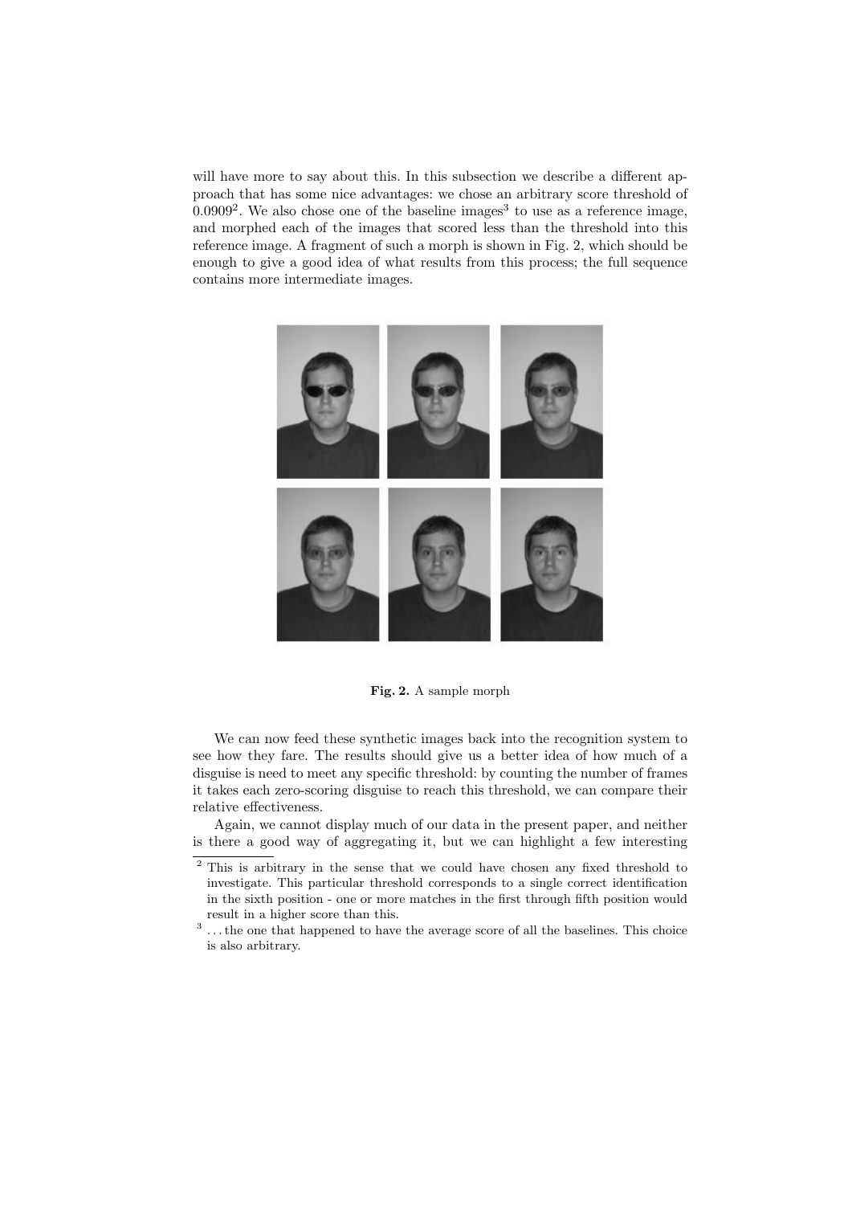will have more to say about this. In this subsection we describe a different approach that has some nice advantages: we chose an arbitrary score threshold of 0.0909[2]. We also chose one of the baseline images[3] to use as a reference image, and morphed each of the images that scored less than the threshold into this reference image. A fragment of such a morph is shown in Fig. 2, which should be enough to give a good idea of what results from this process; the full sequence contains more intermediate images.

**Fig. 2.** A sample morph

We can now feed these synthetic images back into the recognition system to see how they fare. The results should give us a better idea of how much of a disguise is need to meet any specific threshold: by counting the number of frames it takes each zero-scoring disguise to reach this threshold, we can compare their relative effectiveness.

Again, we cannot display much of our data in the present paper, and neither is there a good way of aggregating it, but we can highlight a few interesting

[2] This is arbitrary in the sense that we could have chosen any fixed threshold to investigate. This particular threshold corresponds to a single correct identification in the sixth position - one or more matches in the first through fifth position would result in a higher score than this.

[3] ...the one that happened to have the average score of all the baselines. This choice is also arbitrary.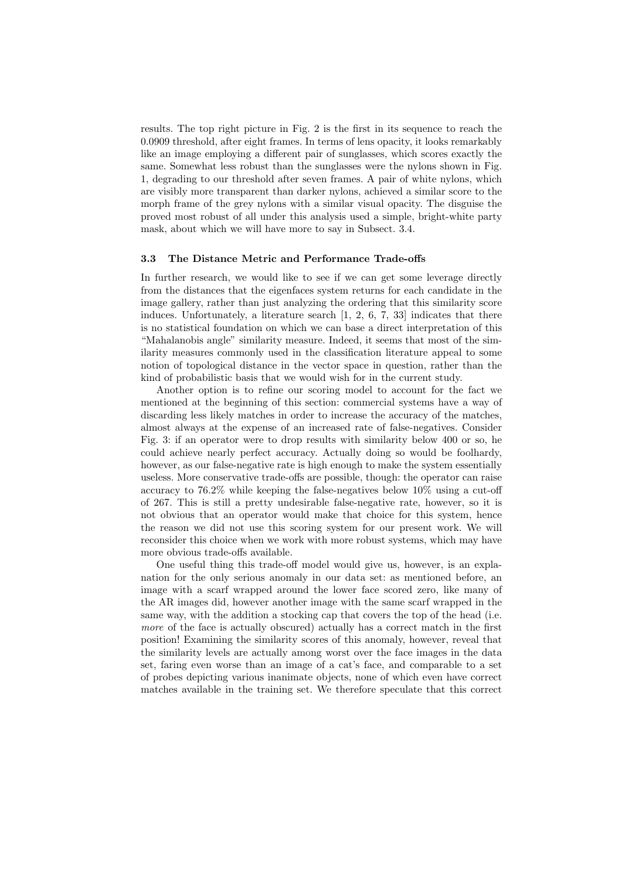results. The top right picture in Fig. 2 is the first in its sequence to reach the 0.0909 threshold, after eight frames. In terms of lens opacity, it looks remarkably like an image employing a different pair of sunglasses, which scores exactly the same. Somewhat less robust than the sunglasses were the nylons shown in Fig. 1, degrading to our threshold after seven frames. A pair of white nylons, which are visibly more transparent than darker nylons, achieved a similar score to the morph frame of the grey nylons with a similar visual opacity. The disguise the proved most robust of all under this analysis used a simple, bright-white party mask, about which we will have more to say in Subsect. 3.4.

### 3.3 The Distance Metric and Performance Trade-offs

In further research, we would like to see if we can get some leverage directly from the distances that the eigenfaces system returns for each candidate in the image gallery, rather than just analyzing the ordering that this similarity score induces. Unfortunately, a literature search [1, 2, 6, 7, 33] indicates that there is no statistical foundation on which we can base a direct interpretation of this "Mahalanobis angle" similarity measure. Indeed, it seems that most of the similarity measures commonly used in the classification literature appeal to some notion of topological distance in the vector space in question, rather than the kind of probabilistic basis that we would wish for in the current study.

Another option is to refine our scoring model to account for the fact we mentioned at the beginning of this section: commercial systems have a way of discarding less likely matches in order to increase the accuracy of the matches, almost always at the expense of an increased rate of false-negatives. Consider Fig. 3: if an operator were to drop results with similarity below 400 or so, he could achieve nearly perfect accuracy. Actually doing so would be foolhardy, however, as our false-negative rate is high enough to make the system essentially useless. More conservative trade-offs are possible, though: the operator can raise accuracy to 76.2% while keeping the false-negatives below 10% using a cut-off of 267. This is still a pretty undesirable false-negative rate, however, so it is not obvious that an operator would make that choice for this system, hence the reason we did not use this scoring system for our present work. We will reconsider this choice when we work with more robust systems, which may have more obvious trade-offs available.

One useful thing this trade-off model would give us, however, is an explanation for the only serious anomaly in our data set: as mentioned before, an image with a scarf wrapped around the lower face scored zero, like many of the AR images did, however another image with the same scarf wrapped in the same way, with the addition a stocking cap that covers the top of the head (i.e. *more* of the face is actually obscured) actually has a correct match in the first position! Examining the similarity scores of this anomaly, however, reveal that the similarity levels are actually among worst over the face images in the data set, faring even worse than an image of a cat's face, and comparable to a set of probes depicting various inanimate objects, none of which even have correct matches available in the training set. We therefore speculate that this correct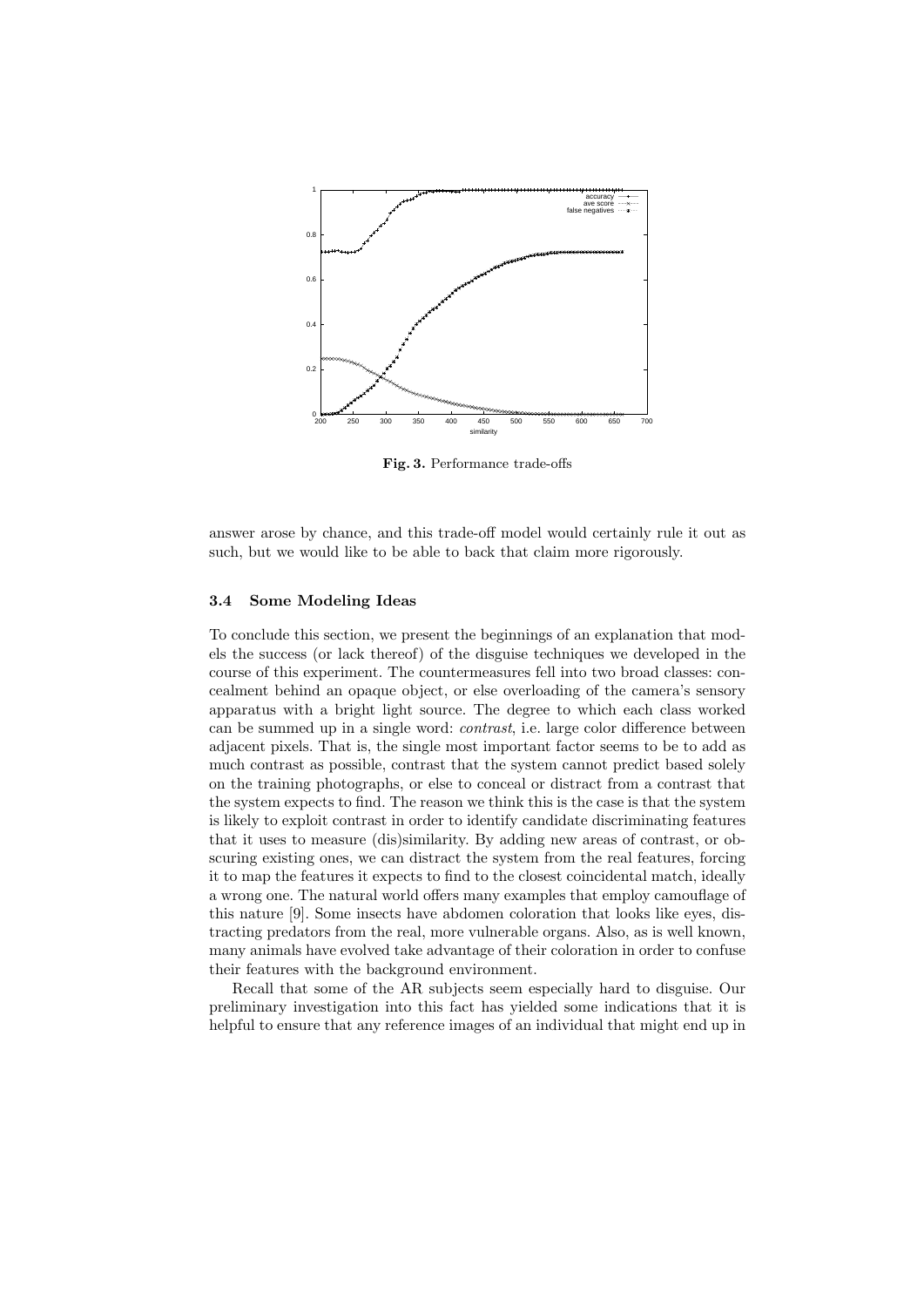**Fig. 3.** Performance trade-offs

answer arose by chance, and this trade-off model would certainly rule it out as such, but we would like to be able to back that claim more rigorously.

### 3.4 Some Modeling Ideas

To conclude this section, we present the beginnings of an explanation that models the success (or lack thereof) of the disguise techniques we developed in the course of this experiment. The countermeasures fell into two broad classes: concealment behind an opaque object, or else overloading of the camera's sensory apparatus with a bright light source. The degree to which each class worked can be summed up in a single word: *contrast*, i.e. large color difference between adjacent pixels. That is, the single most important factor seems to be to add as much contrast as possible, contrast that the system cannot predict based solely on the training photographs, or else to conceal or distract from a contrast that the system expects to find. The reason we think this is the case is that the system is likely to exploit contrast in order to identify candidate discriminating features that it uses to measure (dis)similarity. By adding new areas of contrast, or obscuring existing ones, we can distract the system from the real features, forcing it to map the features it expects to find to the closest coincidental match, ideally a wrong one. The natural world offers many examples that employ camouflage of this nature [9]. Some insects have abdomen coloration that looks like eyes, distracting predators from the real, more vulnerable organs. Also, as is well known, many animals have evolved take advantage of their coloration in order to confuse their features with the background environment.

Recall that some of the AR subjects seem especially hard to disguise. Our preliminary investigation into this fact has yielded some indications that it is helpful to ensure that any reference images of an individual that might end up in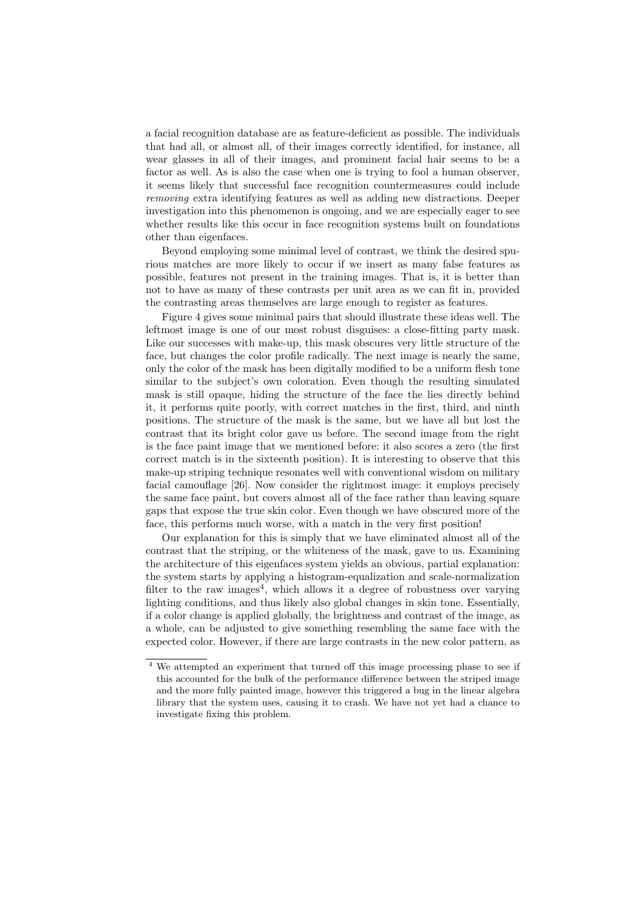a facial recognition database are as feature-deficient as possible. The individuals that had all, or almost all, of their images correctly identified, for instance, all wear glasses in all of their images, and prominent facial hair seems to be a factor as well. As is also the case when one is trying to fool a human observer, it seems likely that successful face recognition countermeasures could include *removing* extra identifying features as well as adding new distractions. Deeper investigation into this phenomenon is ongoing, and we are especially eager to see whether results like this occur in face recognition systems built on foundations other than eigenfaces.

Beyond employing some minimal level of contrast, we think the desired spurious matches are more likely to occur if we insert as many false features as possible, features not present in the training images. That is, it is better than not to have as many of these contrasts per unit area as we can fit in, provided the contrasting areas themselves are large enough to register as features.

Figure 4 gives some minimal pairs that should illustrate these ideas well. The leftmost image is one of our most robust disguises: a close-fitting party mask. Like our successes with make-up, this mask obscures very little structure of the face, but changes the color profile radically. The next image is nearly the same, only the color of the mask has been digitally modified to be a uniform flesh tone similar to the subject's own coloration. Even though the resulting simulated mask is still opaque, hiding the structure of the face the lies directly behind it, it performs quite poorly, with correct matches in the first, third, and ninth positions. The structure of the mask is the same, but we have all but lost the contrast that its bright color gave us before. The second image from the right is the face paint image that we mentioned before: it also scores a zero (the first correct match is in the sixteenth position). It is interesting to observe that this make-up striping technique resonates well with conventional wisdom on military facial camouflage [26]. Now consider the rightmost image: it employs precisely the same face paint, but covers almost all of the face rather than leaving square gaps that expose the true skin color. Even though we have obscured more of the face, this performs much worse, with a match in the very first position!

Our explanation for this is simply that we have eliminated almost all of the contrast that the striping, or the whiteness of the mask, gave to us. Examining the architecture of this eigenfaces system yields an obvious, partial explanation: the system starts by applying a histogram-equalization and scale-normalization filter to the raw images[4], which allows it a degree of robustness over varying lighting conditions, and thus likely also global changes in skin tone. Essentially, if a color change is applied globally, the brightness and contrast of the image, as a whole, can be adjusted to give something resembling the same face with the expected color. However, if there are large contrasts in the new color pattern, as

---

[4] We attempted an experiment that turned off this image processing phase to see if this accounted for the bulk of the performance difference between the striped image and the more fully painted image, however this triggered a bug in the linear algebra library that the system uses, causing it to crash. We have not yet had a chance to investigate fixing this problem.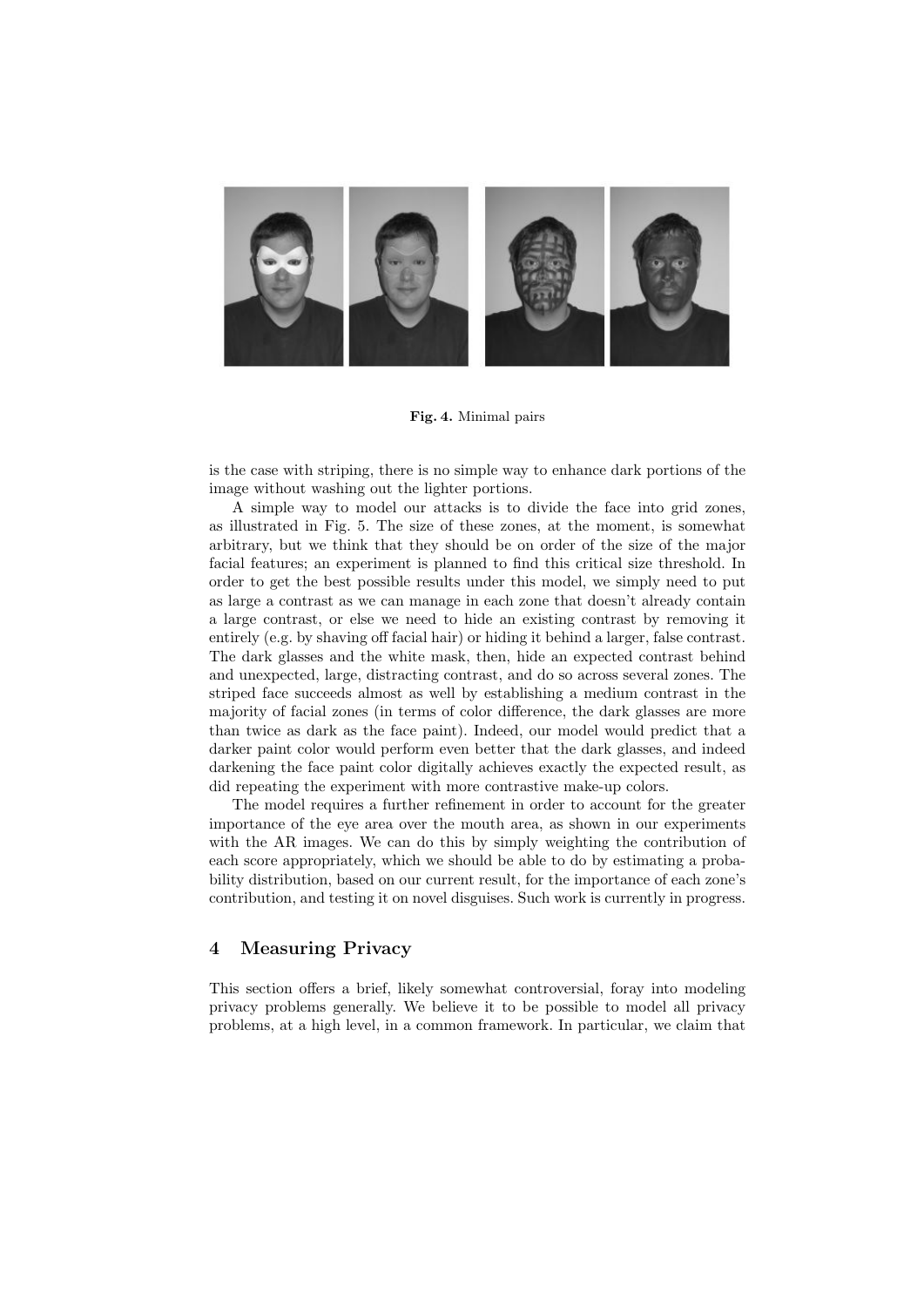**Fig. 4.** Minimal pairs

is the case with striping, there is no simple way to enhance dark portions of the image without washing out the lighter portions.

A simple way to model our attacks is to divide the face into grid zones, as illustrated in Fig. 5. The size of these zones, at the moment, is somewhat arbitrary, but we think that they should be on order of the size of the major facial features; an experiment is planned to find this critical size threshold. In order to get the best possible results under this model, we simply need to put as large a contrast as we can manage in each zone that doesn't already contain a large contrast, or else we need to hide an existing contrast by removing it entirely (e.g. by shaving off facial hair) or hiding it behind a larger, false contrast. The dark glasses and the white mask, then, hide an expected contrast behind and unexpected, large, distracting contrast, and do so across several zones. The striped face succeeds almost as well by establishing a medium contrast in the majority of facial zones (in terms of color difference, the dark glasses are more than twice as dark as the face paint). Indeed, our model would predict that a darker paint color would perform even better that the dark glasses, and indeed darkening the face paint color digitally achieves exactly the expected result, as did repeating the experiment with more contrastive make-up colors.

The model requires a further refinement in order to account for the greater importance of the eye area over the mouth area, as shown in our experiments with the AR images. We can do this by simply weighting the contribution of each score appropriately, which we should be able to do by estimating a probability distribution, based on our current result, for the importance of each zone's contribution, and testing it on novel disguises. Such work is currently in progress.

## 4 Measuring Privacy

This section offers a brief, likely somewhat controversial, foray into modeling privacy problems generally. We believe it to be possible to model all privacy problems, at a high level, in a common framework. In particular, we claim that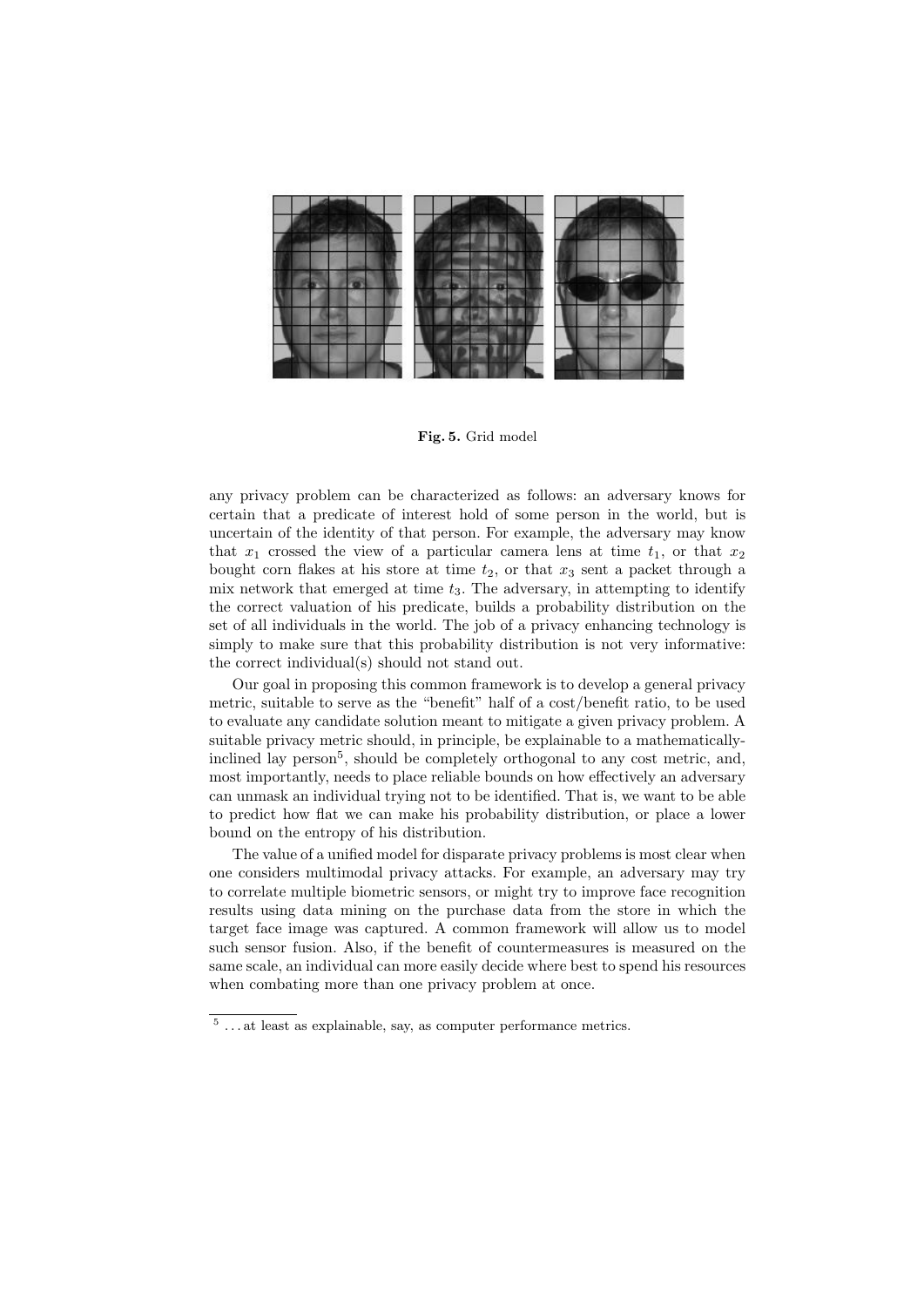**Fig. 5.** Grid model

any privacy problem can be characterized as follows: an adversary knows for certain that a predicate of interest hold of some person in the world, but is uncertain of the identity of that person. For example, the adversary may know that $x_1$ crossed the view of a particular camera lens at time $t_1$, or that $x_2$ bought corn flakes at his store at time $t_2$, or that $x_3$ sent a packet through a mix network that emerged at time $t_3$. The adversary, in attempting to identify the correct valuation of his predicate, builds a probability distribution on the set of all individuals in the world. The job of a privacy enhancing technology is simply to make sure that this probability distribution is not very informative: the correct individual(s) should not stand out.

Our goal in proposing this common framework is to develop a general privacy metric, suitable to serve as the "benefit" half of a cost/benefit ratio, to be used to evaluate any candidate solution meant to mitigate a given privacy problem. A suitable privacy metric should, in principle, be explainable to a mathematically-inclined lay person[5], should be completely orthogonal to any cost metric, and, most importantly, needs to place reliable bounds on how effectively an adversary can unmask an individual trying not to be identified. That is, we want to be able to predict how flat we can make his probability distribution, or place a lower bound on the entropy of his distribution.

The value of a unified model for disparate privacy problems is most clear when one considers multimodal privacy attacks. For example, an adversary may try to correlate multiple biometric sensors, or might try to improve face recognition results using data mining on the purchase data from the store in which the target face image was captured. A common framework will allow us to model such sensor fusion. Also, if the benefit of countermeasures is measured on the same scale, an individual can more easily decide where best to spend his resources when combating more than one privacy problem at once.

[5] ... at least as explainable, say, as computer performance metrics.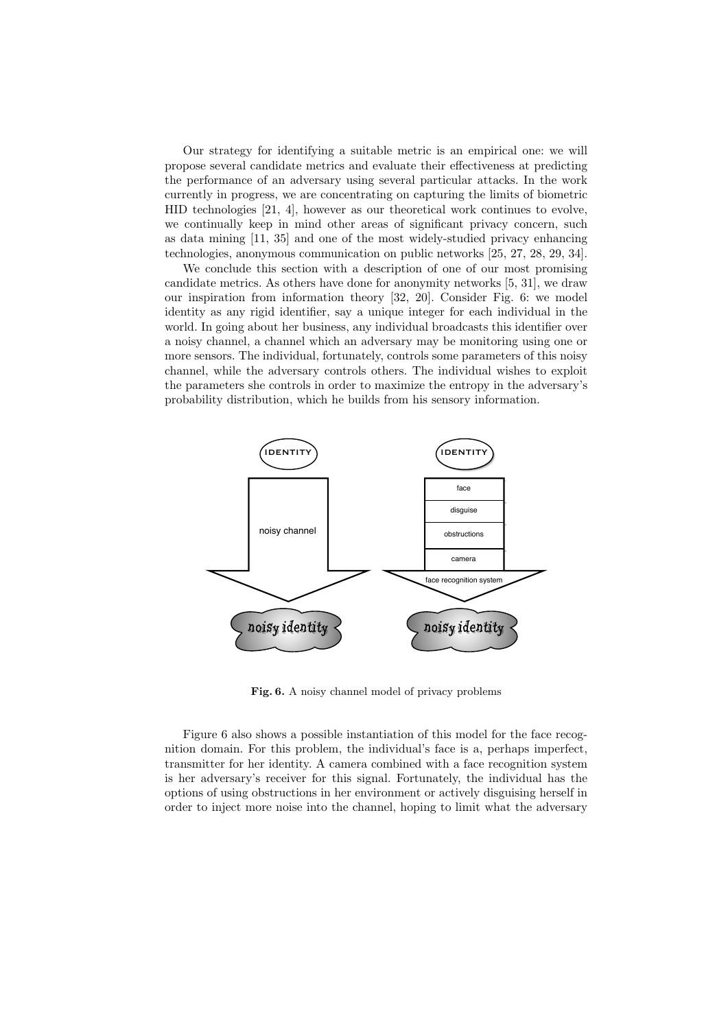Our strategy for identifying a suitable metric is an empirical one: we will propose several candidate metrics and evaluate their effectiveness at predicting the performance of an adversary using several particular attacks. In the work currently in progress, we are concentrating on capturing the limits of biometric HID technologies [21, 4], however as our theoretical work continues to evolve, we continually keep in mind other areas of significant privacy concern, such as data mining [11, 35] and one of the most widely-studied privacy enhancing technologies, anonymous communication on public networks [25, 27, 28, 29, 34].

We conclude this section with a description of one of our most promising candidate metrics. As others have done for anonymity networks [5, 31], we draw our inspiration from information theory [32, 20]. Consider Fig. 6: we model identity as any rigid identifier, say a unique integer for each individual in the world. In going about her business, any individual broadcasts this identifier over a noisy channel, a channel which an adversary may be monitoring using one or more sensors. The individual, fortunately, controls some parameters of this noisy channel, while the adversary controls others. The individual wishes to exploit the parameters she controls in order to maximize the entropy in the adversary's probability distribution, which he builds from his sensory information.

**Fig. 6.** A noisy channel model of privacy problems

Figure 6 also shows a possible instantiation of this model for the face recognition domain. For this problem, the individual's face is a, perhaps imperfect, transmitter for her identity. A camera combined with a face recognition system is her adversary's receiver for this signal. Fortunately, the individual has the options of using obstructions in her environment or actively disguising herself in order to inject more noise into the channel, hoping to limit what the adversary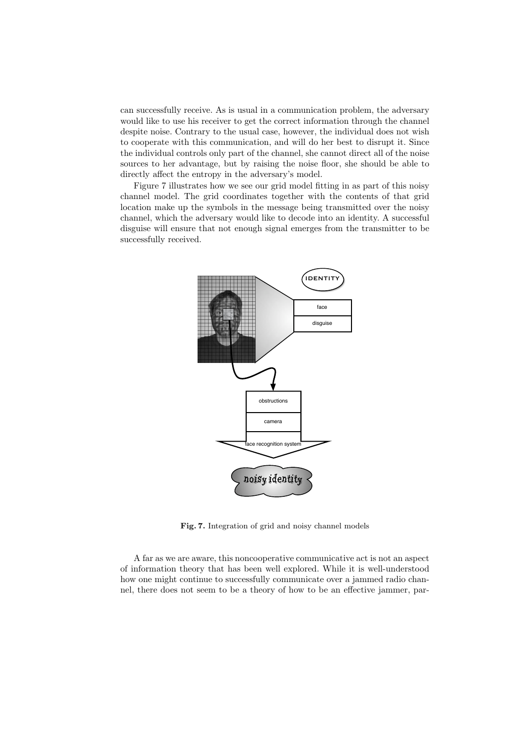can successfully receive. As is usual in a communication problem, the adversary would like to use his receiver to get the correct information through the channel despite noise. Contrary to the usual case, however, the individual does not wish to cooperate with this communication, and will do her best to disrupt it. Since the individual controls only part of the channel, she cannot direct all of the noise sources to her advantage, but by raising the noise floor, she should be able to directly affect the entropy in the adversary's model.

Figure 7 illustrates how we see our grid model fitting in as part of this noisy channel model. The grid coordinates together with the contents of that grid location make up the symbols in the message being transmitted over the noisy channel, which the adversary would like to decode into an identity. A successful disguise will ensure that not enough signal emerges from the transmitter to be successfully received.

**Fig. 7.** Integration of grid and noisy channel models

A far as we are aware, this noncooperative communicative act is not an aspect of information theory that has been well explored. While it is well-understood how one might continue to successfully communicate over a jammed radio channel, there does not seem to be a theory of how to be an effective jammer, par-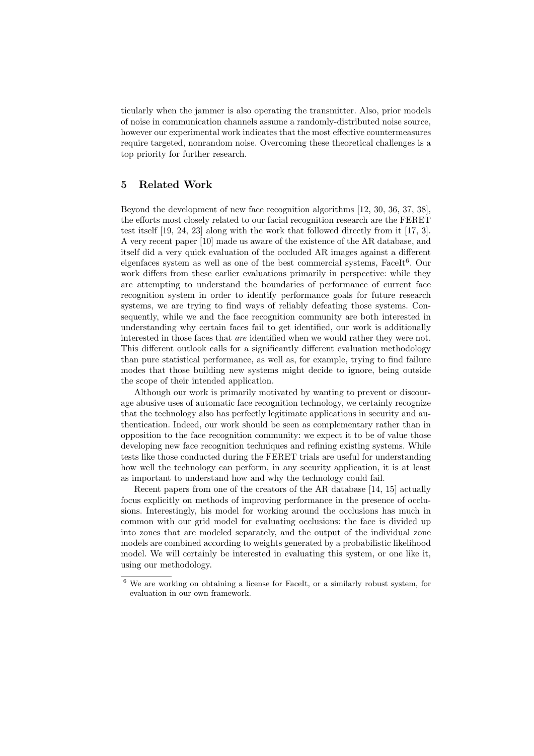ticularly when the jammer is also operating the transmitter. Also, prior models of noise in communication channels assume a randomly-distributed noise source, however our experimental work indicates that the most effective countermeasures require targeted, nonrandom noise. Overcoming these theoretical challenges is a top priority for further research.

## 5 Related Work

Beyond the development of new face recognition algorithms [12, 30, 36, 37, 38], the efforts most closely related to our facial recognition research are the FERET test itself [19, 24, 23] along with the work that followed directly from it [17, 3]. A very recent paper [10] made us aware of the existence of the AR database, and itself did a very quick evaluation of the occluded AR images against a different eigenfaces system as well as one of the best commercial systems, FaceIt[6]. Our work differs from these earlier evaluations primarily in perspective: while they are attempting to understand the boundaries of performance of current face recognition system in order to identify performance goals for future research systems, we are trying to find ways of reliably defeating those systems. Consequently, while we and the face recognition community are both interested in understanding why certain faces fail to get identified, our work is additionally interested in those faces that *are* identified when we would rather they were not. This different outlook calls for a significantly different evaluation methodology than pure statistical performance, as well as, for example, trying to find failure modes that those building new systems might decide to ignore, being outside the scope of their intended application.

Although our work is primarily motivated by wanting to prevent or discourage abusive uses of automatic face recognition technology, we certainly recognize that the technology also has perfectly legitimate applications in security and authentication. Indeed, our work should be seen as complementary rather than in opposition to the face recognition community: we expect it to be of value those developing new face recognition techniques and refining existing systems. While tests like those conducted during the FERET trials are useful for understanding how well the technology can perform, in any security application, it is at least as important to understand how and why the technology could fail.

Recent papers from one of the creators of the AR database [14, 15] actually focus explicitly on methods of improving performance in the presence of occlusions. Interestingly, his model for working around the occlusions has much in common with our grid model for evaluating occlusions: the face is divided up into zones that are modeled separately, and the output of the individual zone models are combined according to weights generated by a probabilistic likelihood model. We will certainly be interested in evaluating this system, or one like it, using our methodology.

[6] We are working on obtaining a license for FaceIt, or a similarly robust system, for evaluation in our own framework.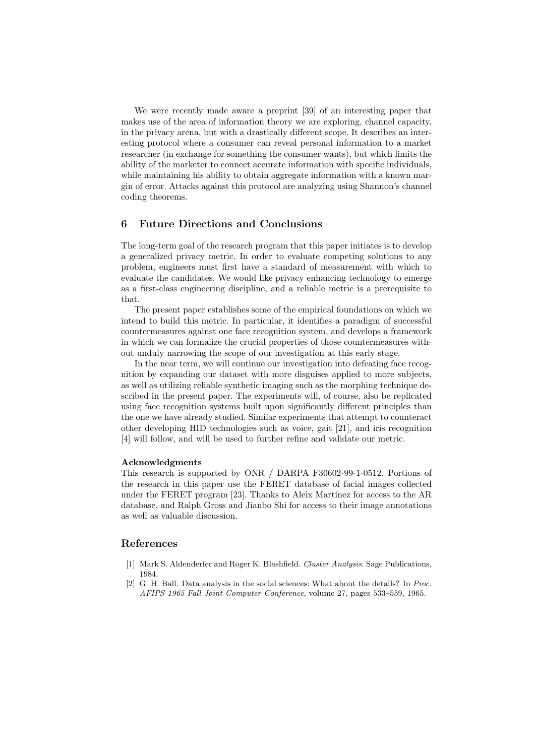We were recently made aware a preprint [39] of an interesting paper that makes use of the area of information theory we are exploring, channel capacity, in the privacy arena, but with a drastically different scope. It describes an interesting protocol where a consumer can reveal personal information to a market researcher (in exchange for something the consumer wants), but which limits the ability of the marketer to connect accurate information with specific individuals, while maintaining his ability to obtain aggregate information with a known margin of error. Attacks against this protocol are analyzing using Shannon's channel coding theorems.

## 6 Future Directions and Conclusions

The long-term goal of the research program that this paper initiates is to develop a generalized privacy metric. In order to evaluate competing solutions to any problem, engineers must first have a standard of measurement with which to evaluate the candidates. We would like privacy enhancing technology to emerge as a first-class engineering discipline, and a reliable metric is a prerequisite to that.

The present paper establishes some of the empirical foundations on which we intend to build this metric. In particular, it identifies a paradigm of successful countermeasures against one face recognition system, and develops a framework in which we can formalize the crucial properties of those countermeasures without unduly narrowing the scope of our investigation at this early stage.

In the near term, we will continue our investigation into defeating face recognition by expanding our dataset with more disguises applied to more subjects, as well as utilizing reliable synthetic imaging such as the morphing technique described in the present paper. The experiments will, of course, also be replicated using face recognition systems built upon significantly different principles than the one we have already studied. Similar experiments that attempt to counteract other developing HID technologies such as voice, gait [21], and iris recognition [4] will follow, and will be used to further refine and validate our metric.

**Acknowledgments**

This research is supported by ONR / DARPA F30602-99-1-0512. Portions of the research in this paper use the FERET database of facial images collected under the FERET program [23]. Thanks to Aleix Martínez for access to the AR database, and Ralph Gross and Jianbo Shi for access to their image annotations as well as valuable discussion.

## References

1. Mark S. Aldenderfer and Roger K. Blashfield. *Cluster Analysis*. Sage Publications, 1984.
2. G. H. Ball. Data analysis in the social sciences: What about the details? In *Proc. AFIPS 1965 Fall Joint Computer Conference*, volume 27, pages 533–559, 1965.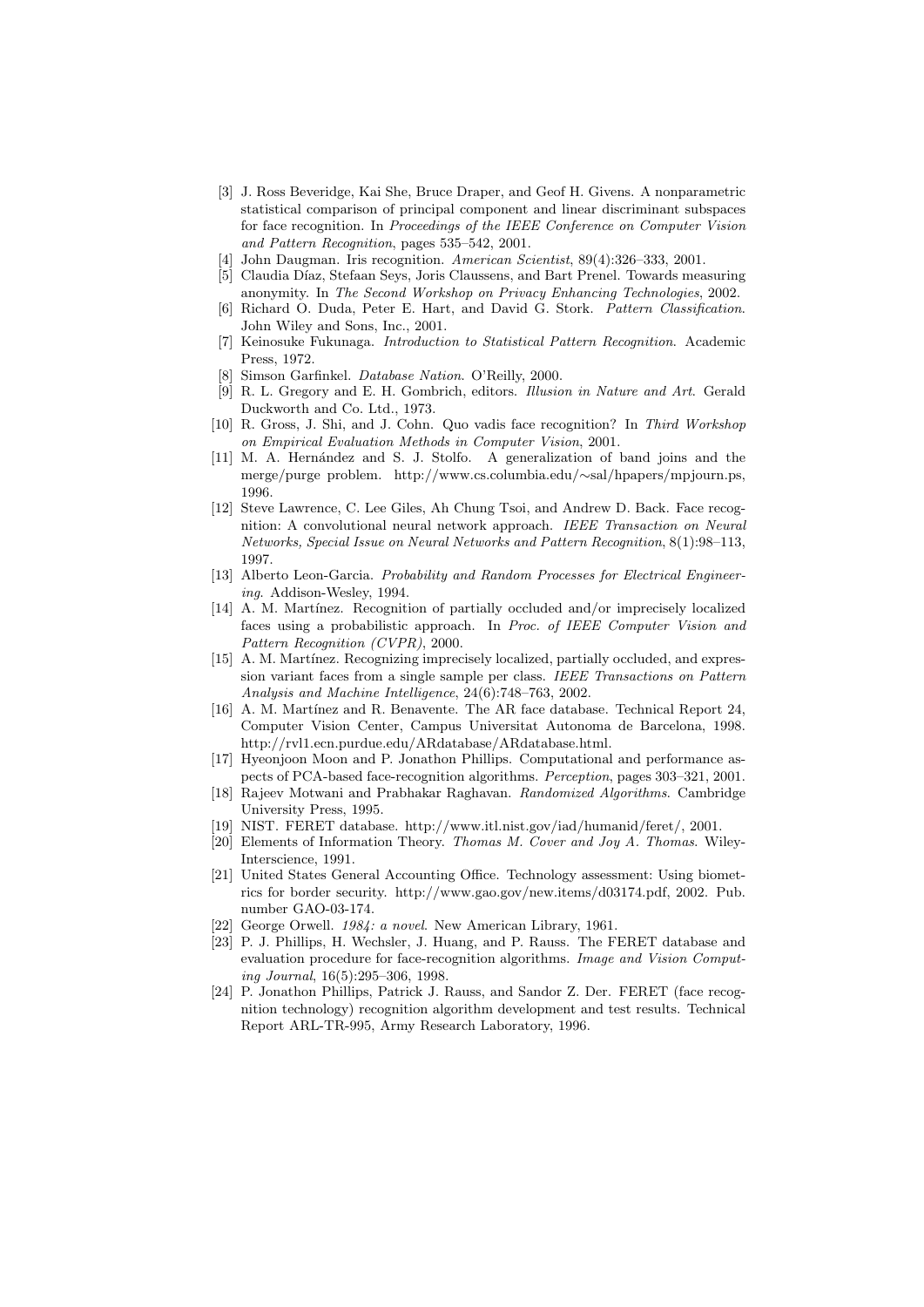[3] J. Ross Beveridge, Kai She, Bruce Draper, and Geof H. Givens. A nonparametric statistical comparison of principal component and linear discriminant subspaces for face recognition. In *Proceedings of the IEEE Conference on Computer Vision and Pattern Recognition*, pages 535–542, 2001.

[4] John Daugman. Iris recognition. *American Scientist*, 89(4):326–333, 2001.

[5] Claudia Díaz, Stefaan Seys, Joris Claussens, and Bart Prenel. Towards measuring anonymity. In *The Second Workshop on Privacy Enhancing Technologies*, 2002.

[6] Richard O. Duda, Peter E. Hart, and David G. Stork. *Pattern Classification*. John Wiley and Sons, Inc., 2001.

[7] Keinosuke Fukunaga. *Introduction to Statistical Pattern Recognition*. Academic Press, 1972.

[8] Simson Garfinkel. *Database Nation*. O'Reilly, 2000.

[9] R. L. Gregory and E. H. Gombrich, editors. *Illusion in Nature and Art*. Gerald Duckworth and Co. Ltd., 1973.

[10] R. Gross, J. Shi, and J. Cohn. Quo vadis face recognition? In *Third Workshop on Empirical Evaluation Methods in Computer Vision*, 2001.

[11] M. A. Hernández and S. J. Stolfo. A generalization of band joins and the merge/purge problem. http://www.cs.columbia.edu/∼sal/hpapers/mpjourn.ps, 1996.

[12] Steve Lawrence, C. Lee Giles, Ah Chung Tsoi, and Andrew D. Back. Face recognition: A convolutional neural network approach. *IEEE Transaction on Neural Networks, Special Issue on Neural Networks and Pattern Recognition*, 8(1):98–113, 1997.

[13] Alberto Leon-Garcia. *Probability and Random Processes for Electrical Engineering*. Addison-Wesley, 1994.

[14] A. M. Martínez. Recognition of partially occluded and/or imprecisely localized faces using a probabilistic approach. In *Proc. of IEEE Computer Vision and Pattern Recognition (CVPR)*, 2000.

[15] A. M. Martínez. Recognizing imprecisely localized, partially occluded, and expression variant faces from a single sample per class. *IEEE Transactions on Pattern Analysis and Machine Intelligence*, 24(6):748–763, 2002.

[16] A. M. Martínez and R. Benavente. The AR face database. Technical Report 24, Computer Vision Center, Campus Universitat Autonoma de Barcelona, 1998. http://rvl1.ecn.purdue.edu/ARdatabase/ARdatabase.html.

[17] Hyeonjoon Moon and P. Jonathon Phillips. Computational and performance aspects of PCA-based face-recognition algorithms. *Perception*, pages 303–321, 2001.

[18] Rajeev Motwani and Prabhakar Raghavan. *Randomized Algorithms*. Cambridge University Press, 1995.

[19] NIST. FERET database. http://www.itl.nist.gov/iad/humanid/feret/, 2001.

[20] Elements of Information Theory. *Thomas M. Cover and Joy A. Thomas*. Wiley-Interscience, 1991.

[21] United States General Accounting Office. Technology assessment: Using biometrics for border security. http://www.gao.gov/new.items/d03174.pdf, 2002. Pub. number GAO-03-174.

[22] George Orwell. *1984: a novel*. New American Library, 1961.

[23] P. J. Phillips, H. Wechsler, J. Huang, and P. Rauss. The FERET database and evaluation procedure for face-recognition algorithms. *Image and Vision Computing Journal*, 16(5):295–306, 1998.

[24] P. Jonathon Phillips, Patrick J. Rauss, and Sandor Z. Der. FERET (face recognition technology) recognition algorithm development and test results. Technical Report ARL-TR-995, Army Research Laboratory, 1996.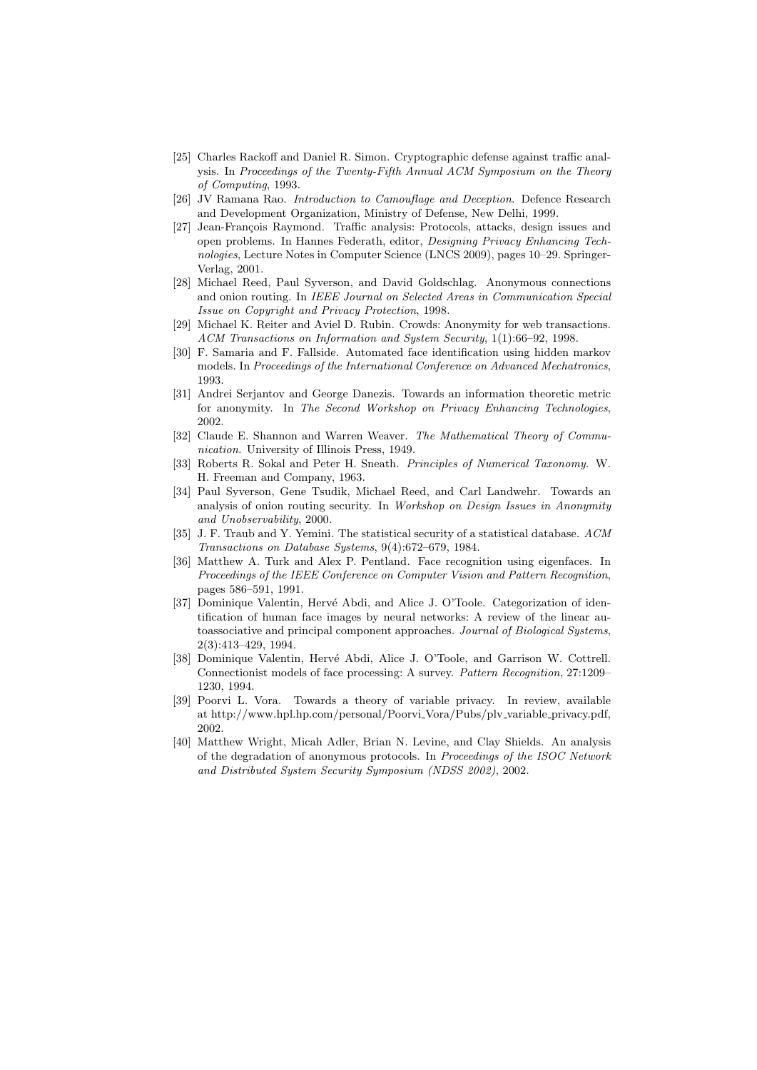[25] Charles Rackoff and Daniel R. Simon. Cryptographic defense against traffic analysis. In *Proceedings of the Twenty-Fifth Annual ACM Symposium on the Theory of Computing*, 1993.

[26] JV Ramana Rao. *Introduction to Camouflage and Deception*. Defence Research and Development Organization, Ministry of Defense, New Delhi, 1999.

[27] Jean-François Raymond. Traffic analysis: Protocols, attacks, design issues and open problems. In Hannes Federath, editor, *Designing Privacy Enhancing Technologies*, Lecture Notes in Computer Science (LNCS 2009), pages 10–29. Springer-Verlag, 2001.

[28] Michael Reed, Paul Syverson, and David Goldschlag. Anonymous connections and onion routing. In *IEEE Journal on Selected Areas in Communication Special Issue on Copyright and Privacy Protection*, 1998.

[29] Michael K. Reiter and Aviel D. Rubin. Crowds: Anonymity for web transactions. *ACM Transactions on Information and System Security*, 1(1):66–92, 1998.

[30] F. Samaria and F. Fallside. Automated face identification using hidden markov models. In *Proceedings of the International Conference on Advanced Mechatronics*, 1993.

[31] Andrei Serjantov and George Danezis. Towards an information theoretic metric for anonymity. In *The Second Workshop on Privacy Enhancing Technologies*, 2002.

[32] Claude E. Shannon and Warren Weaver. *The Mathematical Theory of Communication*. University of Illinois Press, 1949.

[33] Roberts R. Sokal and Peter H. Sneath. *Principles of Numerical Taxonomy*. W. H. Freeman and Company, 1963.

[34] Paul Syverson, Gene Tsudik, Michael Reed, and Carl Landwehr. Towards an analysis of onion routing security. In *Workshop on Design Issues in Anonymity and Unobservability*, 2000.

[35] J. F. Traub and Y. Yemini. The statistical security of a statistical database. *ACM Transactions on Database Systems*, 9(4):672–679, 1984.

[36] Matthew A. Turk and Alex P. Pentland. Face recognition using eigenfaces. In *Proceedings of the IEEE Conference on Computer Vision and Pattern Recognition*, pages 586–591, 1991.

[37] Dominique Valentin, Hervé Abdi, and Alice J. O'Toole. Categorization of identification of human face images by neural networks: A review of the linear autoassociative and principal component approaches. *Journal of Biological Systems*, 2(3):413–429, 1994.

[38] Dominique Valentin, Hervé Abdi, Alice J. O'Toole, and Garrison W. Cottrell. Connectionist models of face processing: A survey. *Pattern Recognition*, 27:1209–1230, 1994.

[39] Poorvi L. Vora. Towards a theory of variable privacy. In review, available at http://www.hpl.hp.com/personal/Poorvi_Vora/Pubs/plv_variable_privacy.pdf, 2002.

[40] Matthew Wright, Micah Adler, Brian N. Levine, and Clay Shields. An analysis of the degradation of anonymous protocols. In *Proceedings of the ISOC Network and Distributed System Security Symposium (NDSS 2002)*, 2002.